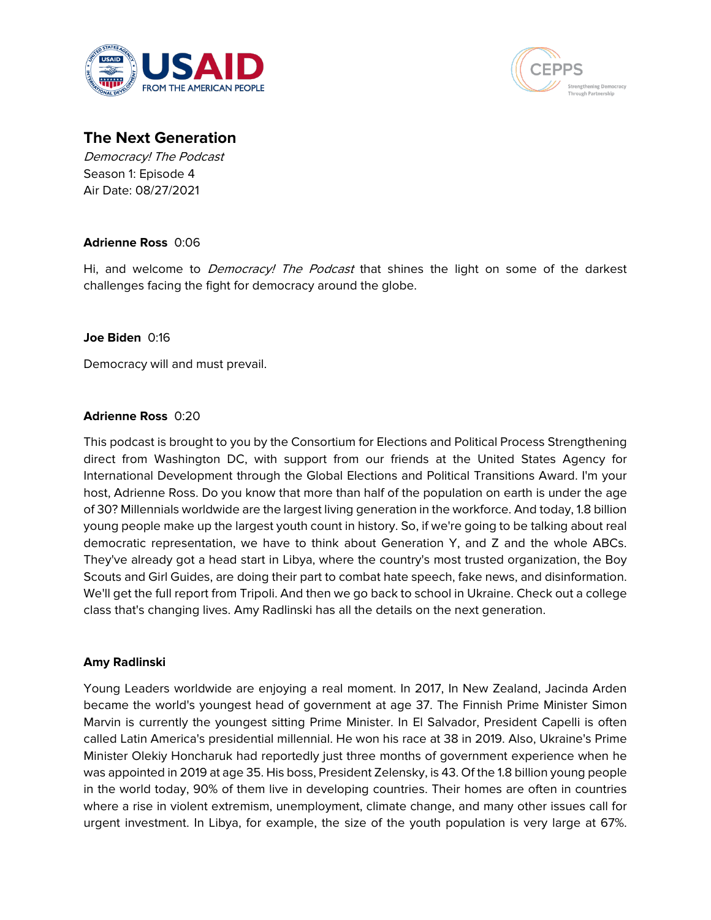## The Next Generation

*Democracy! The Podcast*
Season 1: Episode 4
Air Date: 08/27/2021

**Adrienne Ross** 0:06

Hi, and welcome to *Democracy! The Podcast* that shines the light on some of the darkest challenges facing the fight for democracy around the globe.

**Joe Biden** 0:16

Democracy will and must prevail.

**Adrienne Ross** 0:20

This podcast is brought to you by the Consortium for Elections and Political Process Strengthening direct from Washington DC, with support from our friends at the United States Agency for International Development through the Global Elections and Political Transitions Award. I'm your host, Adrienne Ross. Do you know that more than half of the population on earth is under the age of 30? Millennials worldwide are the largest living generation in the workforce. And today, 1.8 billion young people make up the largest youth count in history. So, if we're going to be talking about real democratic representation, we have to think about Generation Y, and Z and the whole ABCs. They've already got a head start in Libya, where the country's most trusted organization, the Boy Scouts and Girl Guides, are doing their part to combat hate speech, fake news, and disinformation. We'll get the full report from Tripoli. And then we go back to school in Ukraine. Check out a college class that's changing lives. Amy Radlinski has all the details on the next generation.

**Amy Radlinski**

Young Leaders worldwide are enjoying a real moment. In 2017, In New Zealand, Jacinda Arden became the world's youngest head of government at age 37. The Finnish Prime Minister Simon Marvin is currently the youngest sitting Prime Minister. In El Salvador, President Capelli is often called Latin America's presidential millennial. He won his race at 38 in 2019. Also, Ukraine's Prime Minister Olekiy Honcharuk had reportedly just three months of government experience when he was appointed in 2019 at age 35. His boss, President Zelensky, is 43. Of the 1.8 billion young people in the world today, 90% of them live in developing countries. Their homes are often in countries where a rise in violent extremism, unemployment, climate change, and many other issues call for urgent investment. In Libya, for example, the size of the youth population is very large at 67%.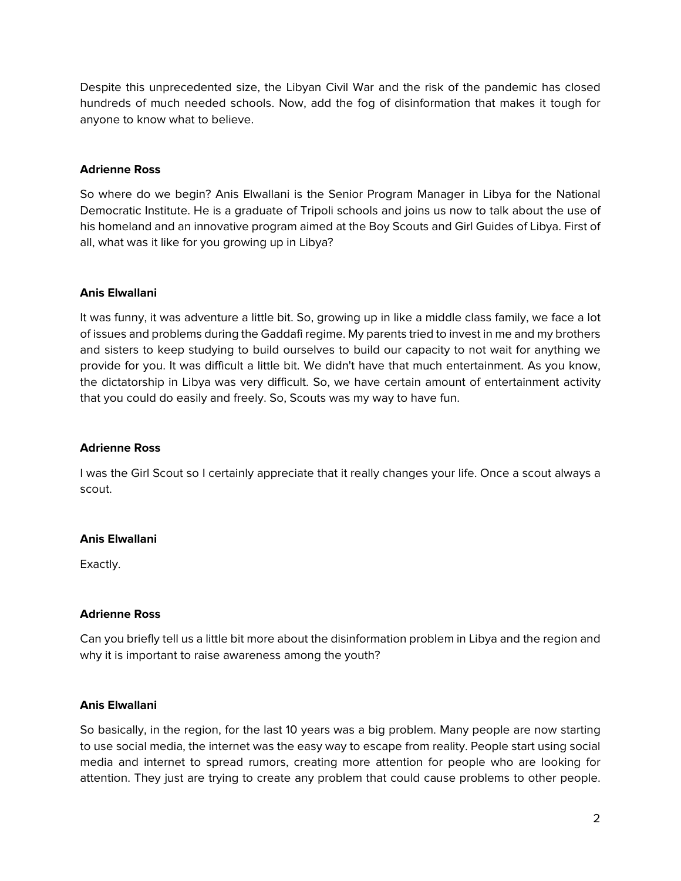Despite this unprecedented size, the Libyan Civil War and the risk of the pandemic has closed hundreds of much needed schools. Now, add the fog of disinformation that makes it tough for anyone to know what to believe.

**Adrienne Ross**

So where do we begin? Anis Elwallani is the Senior Program Manager in Libya for the National Democratic Institute. He is a graduate of Tripoli schools and joins us now to talk about the use of his homeland and an innovative program aimed at the Boy Scouts and Girl Guides of Libya. First of all, what was it like for you growing up in Libya?

**Anis Elwallani**

It was funny, it was adventure a little bit. So, growing up in like a middle class family, we face a lot of issues and problems during the Gaddafi regime. My parents tried to invest in me and my brothers and sisters to keep studying to build ourselves to build our capacity to not wait for anything we provide for you. It was difficult a little bit. We didn't have that much entertainment. As you know, the dictatorship in Libya was very difficult. So, we have certain amount of entertainment activity that you could do easily and freely. So, Scouts was my way to have fun.

**Adrienne Ross**

I was the Girl Scout so I certainly appreciate that it really changes your life. Once a scout always a scout.

**Anis Elwallani**

Exactly.

**Adrienne Ross**

Can you briefly tell us a little bit more about the disinformation problem in Libya and the region and why it is important to raise awareness among the youth?

**Anis Elwallani**

So basically, in the region, for the last 10 years was a big problem. Many people are now starting to use social media, the internet was the easy way to escape from reality. People start using social media and internet to spread rumors, creating more attention for people who are looking for attention. They just are trying to create any problem that could cause problems to other people.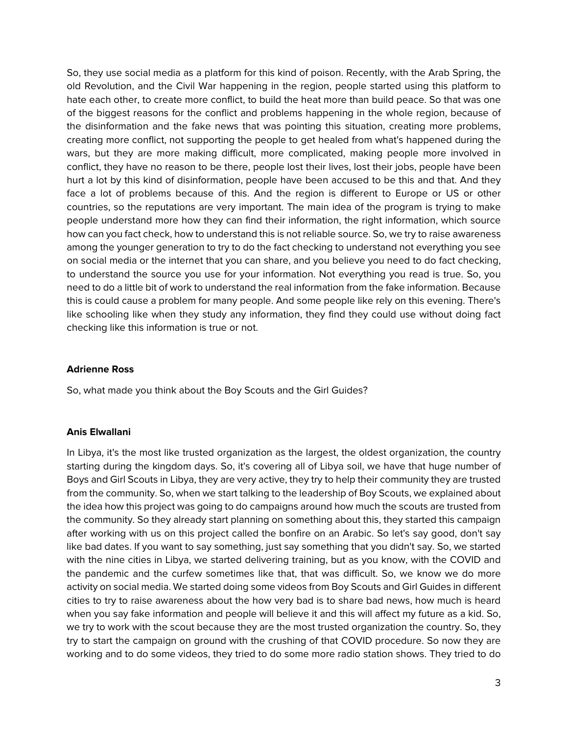So, they use social media as a platform for this kind of poison. Recently, with the Arab Spring, the old Revolution, and the Civil War happening in the region, people started using this platform to hate each other, to create more conflict, to build the heat more than build peace. So that was one of the biggest reasons for the conflict and problems happening in the whole region, because of the disinformation and the fake news that was pointing this situation, creating more problems, creating more conflict, not supporting the people to get healed from what's happened during the wars, but they are more making difficult, more complicated, making people more involved in conflict, they have no reason to be there, people lost their lives, lost their jobs, people have been hurt a lot by this kind of disinformation, people have been accused to be this and that. And they face a lot of problems because of this. And the region is different to Europe or US or other countries, so the reputations are very important. The main idea of the program is trying to make people understand more how they can find their information, the right information, which source how can you fact check, how to understand this is not reliable source. So, we try to raise awareness among the younger generation to try to do the fact checking to understand not everything you see on social media or the internet that you can share, and you believe you need to do fact checking, to understand the source you use for your information. Not everything you read is true. So, you need to do a little bit of work to understand the real information from the fake information. Because this is could cause a problem for many people. And some people like rely on this evening. There's like schooling like when they study any information, they find they could use without doing fact checking like this information is true or not.

**Adrienne Ross**

So, what made you think about the Boy Scouts and the Girl Guides?

**Anis Elwallani**

In Libya, it's the most like trusted organization as the largest, the oldest organization, the country starting during the kingdom days. So, it's covering all of Libya soil, we have that huge number of Boys and Girl Scouts in Libya, they are very active, they try to help their community they are trusted from the community. So, when we start talking to the leadership of Boy Scouts, we explained about the idea how this project was going to do campaigns around how much the scouts are trusted from the community. So they already start planning on something about this, they started this campaign after working with us on this project called the bonfire on an Arabic. So let's say good, don't say like bad dates. If you want to say something, just say something that you didn't say. So, we started with the nine cities in Libya, we started delivering training, but as you know, with the COVID and the pandemic and the curfew sometimes like that, that was difficult. So, we know we do more activity on social media. We started doing some videos from Boy Scouts and Girl Guides in different cities to try to raise awareness about the how very bad is to share bad news, how much is heard when you say fake information and people will believe it and this will affect my future as a kid. So, we try to work with the scout because they are the most trusted organization the country. So, they try to start the campaign on ground with the crushing of that COVID procedure. So now they are working and to do some videos, they tried to do some more radio station shows. They tried to do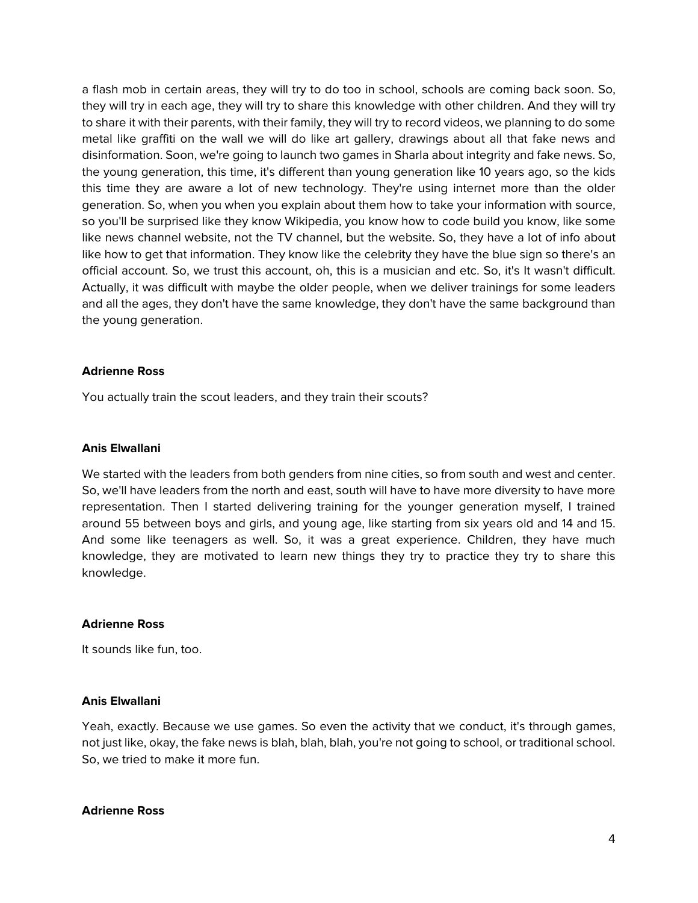a flash mob in certain areas, they will try to do too in school, schools are coming back soon. So, they will try in each age, they will try to share this knowledge with other children. And they will try to share it with their parents, with their family, they will try to record videos, we planning to do some metal like graffiti on the wall we will do like art gallery, drawings about all that fake news and disinformation. Soon, we're going to launch two games in Sharla about integrity and fake news. So, the young generation, this time, it's different than young generation like 10 years ago, so the kids this time they are aware a lot of new technology. They're using internet more than the older generation. So, when you when you explain about them how to take your information with source, so you'll be surprised like they know Wikipedia, you know how to code build you know, like some like news channel website, not the TV channel, but the website. So, they have a lot of info about like how to get that information. They know like the celebrity they have the blue sign so there's an official account. So, we trust this account, oh, this is a musician and etc. So, it's It wasn't difficult. Actually, it was difficult with maybe the older people, when we deliver trainings for some leaders and all the ages, they don't have the same knowledge, they don't have the same background than the young generation.

**Adrienne Ross**

You actually train the scout leaders, and they train their scouts?

**Anis Elwallani**

We started with the leaders from both genders from nine cities, so from south and west and center. So, we'll have leaders from the north and east, south will have to have more diversity to have more representation. Then I started delivering training for the younger generation myself, I trained around 55 between boys and girls, and young age, like starting from six years old and 14 and 15. And some like teenagers as well. So, it was a great experience. Children, they have much knowledge, they are motivated to learn new things they try to practice they try to share this knowledge.

**Adrienne Ross**

It sounds like fun, too.

**Anis Elwallani**

Yeah, exactly. Because we use games. So even the activity that we conduct, it's through games, not just like, okay, the fake news is blah, blah, blah, you're not going to school, or traditional school. So, we tried to make it more fun.

**Adrienne Ross**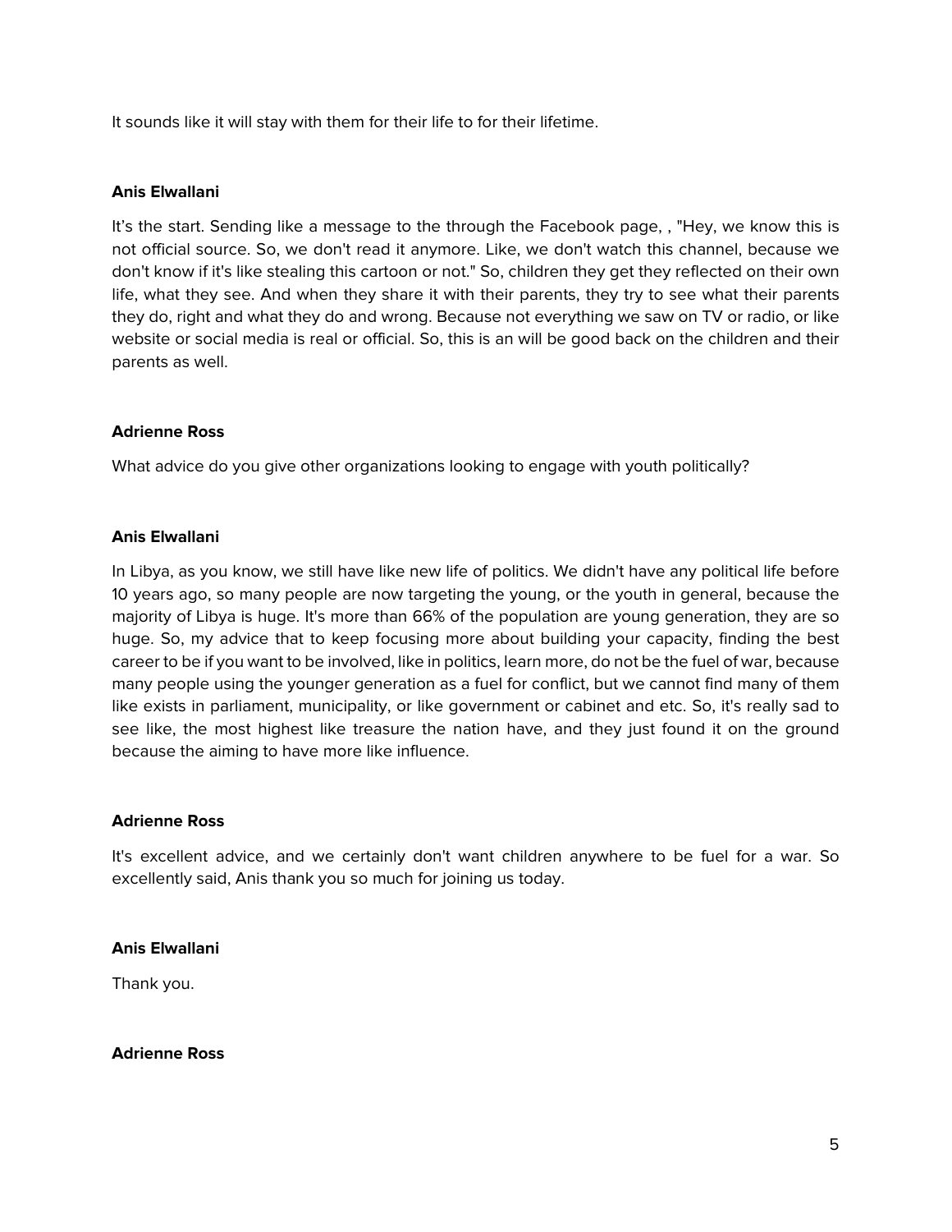It sounds like it will stay with them for their life to for their lifetime.

**Anis Elwallani**

It's the start. Sending like a message to the through the Facebook page, , "Hey, we know this is not official source. So, we don't read it anymore. Like, we don't watch this channel, because we don't know if it's like stealing this cartoon or not." So, children they get they reflected on their own life, what they see. And when they share it with their parents, they try to see what their parents they do, right and what they do and wrong. Because not everything we saw on TV or radio, or like website or social media is real or official. So, this is an will be good back on the children and their parents as well.

**Adrienne Ross**

What advice do you give other organizations looking to engage with youth politically?

**Anis Elwallani**

In Libya, as you know, we still have like new life of politics. We didn't have any political life before 10 years ago, so many people are now targeting the young, or the youth in general, because the majority of Libya is huge. It's more than 66% of the population are young generation, they are so huge. So, my advice that to keep focusing more about building your capacity, finding the best career to be if you want to be involved, like in politics, learn more, do not be the fuel of war, because many people using the younger generation as a fuel for conflict, but we cannot find many of them like exists in parliament, municipality, or like government or cabinet and etc. So, it's really sad to see like, the most highest like treasure the nation have, and they just found it on the ground because the aiming to have more like influence.

**Adrienne Ross**

It's excellent advice, and we certainly don't want children anywhere to be fuel for a war. So excellently said, Anis thank you so much for joining us today.

**Anis Elwallani**

Thank you.

**Adrienne Ross**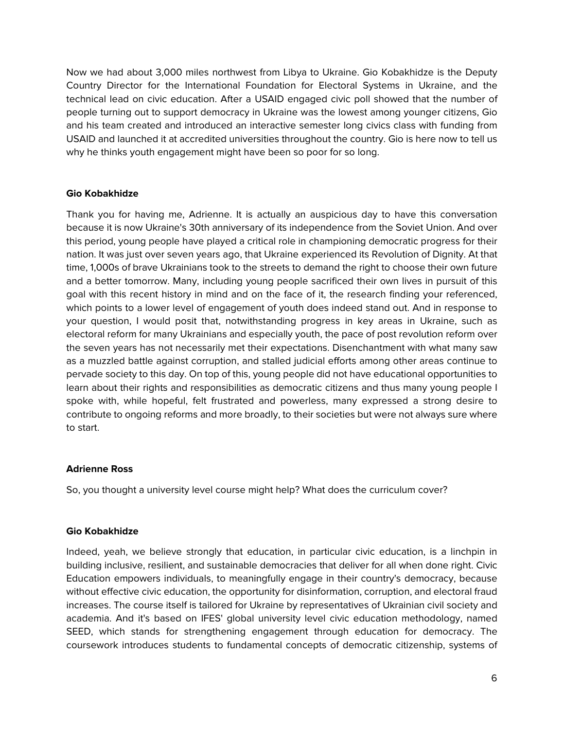Now we had about 3,000 miles northwest from Libya to Ukraine. Gio Kobakhidze is the Deputy Country Director for the International Foundation for Electoral Systems in Ukraine, and the technical lead on civic education. After a USAID engaged civic poll showed that the number of people turning out to support democracy in Ukraine was the lowest among younger citizens, Gio and his team created and introduced an interactive semester long civics class with funding from USAID and launched it at accredited universities throughout the country. Gio is here now to tell us why he thinks youth engagement might have been so poor for so long.

**Gio Kobakhidze**

Thank you for having me, Adrienne. It is actually an auspicious day to have this conversation because it is now Ukraine's 30th anniversary of its independence from the Soviet Union. And over this period, young people have played a critical role in championing democratic progress for their nation. It was just over seven years ago, that Ukraine experienced its Revolution of Dignity. At that time, 1,000s of brave Ukrainians took to the streets to demand the right to choose their own future and a better tomorrow. Many, including young people sacrificed their own lives in pursuit of this goal with this recent history in mind and on the face of it, the research finding your referenced, which points to a lower level of engagement of youth does indeed stand out. And in response to your question, I would posit that, notwithstanding progress in key areas in Ukraine, such as electoral reform for many Ukrainians and especially youth, the pace of post revolution reform over the seven years has not necessarily met their expectations. Disenchantment with what many saw as a muzzled battle against corruption, and stalled judicial efforts among other areas continue to pervade society to this day. On top of this, young people did not have educational opportunities to learn about their rights and responsibilities as democratic citizens and thus many young people I spoke with, while hopeful, felt frustrated and powerless, many expressed a strong desire to contribute to ongoing reforms and more broadly, to their societies but were not always sure where to start.

**Adrienne Ross**

So, you thought a university level course might help? What does the curriculum cover?

**Gio Kobakhidze**

Indeed, yeah, we believe strongly that education, in particular civic education, is a linchpin in building inclusive, resilient, and sustainable democracies that deliver for all when done right. Civic Education empowers individuals, to meaningfully engage in their country's democracy, because without effective civic education, the opportunity for disinformation, corruption, and electoral fraud increases. The course itself is tailored for Ukraine by representatives of Ukrainian civil society and academia. And it's based on IFES' global university level civic education methodology, named SEED, which stands for strengthening engagement through education for democracy. The coursework introduces students to fundamental concepts of democratic citizenship, systems of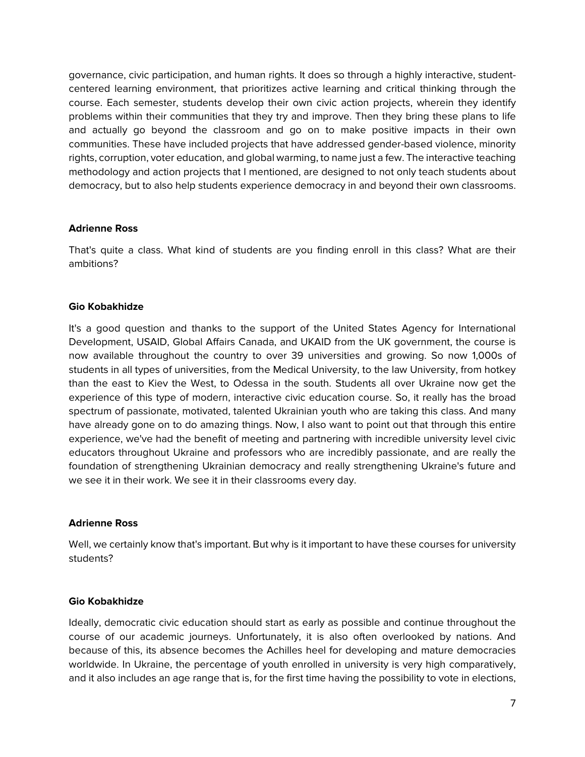governance, civic participation, and human rights. It does so through a highly interactive, student-centered learning environment, that prioritizes active learning and critical thinking through the course. Each semester, students develop their own civic action projects, wherein they identify problems within their communities that they try and improve. Then they bring these plans to life and actually go beyond the classroom and go on to make positive impacts in their own communities. These have included projects that have addressed gender-based violence, minority rights, corruption, voter education, and global warming, to name just a few. The interactive teaching methodology and action projects that I mentioned, are designed to not only teach students about democracy, but to also help students experience democracy in and beyond their own classrooms.

**Adrienne Ross**

That's quite a class. What kind of students are you finding enroll in this class? What are their ambitions?

**Gio Kobakhidze**

It's a good question and thanks to the support of the United States Agency for International Development, USAID, Global Affairs Canada, and UKAID from the UK government, the course is now available throughout the country to over 39 universities and growing. So now 1,000s of students in all types of universities, from the Medical University, to the law University, from hotkey than the east to Kiev the West, to Odessa in the south. Students all over Ukraine now get the experience of this type of modern, interactive civic education course. So, it really has the broad spectrum of passionate, motivated, talented Ukrainian youth who are taking this class. And many have already gone on to do amazing things. Now, I also want to point out that through this entire experience, we've had the benefit of meeting and partnering with incredible university level civic educators throughout Ukraine and professors who are incredibly passionate, and are really the foundation of strengthening Ukrainian democracy and really strengthening Ukraine's future and we see it in their work. We see it in their classrooms every day.

**Adrienne Ross**

Well, we certainly know that's important. But why is it important to have these courses for university students?

**Gio Kobakhidze**

Ideally, democratic civic education should start as early as possible and continue throughout the course of our academic journeys. Unfortunately, it is also often overlooked by nations. And because of this, its absence becomes the Achilles heel for developing and mature democracies worldwide. In Ukraine, the percentage of youth enrolled in university is very high comparatively, and it also includes an age range that is, for the first time having the possibility to vote in elections,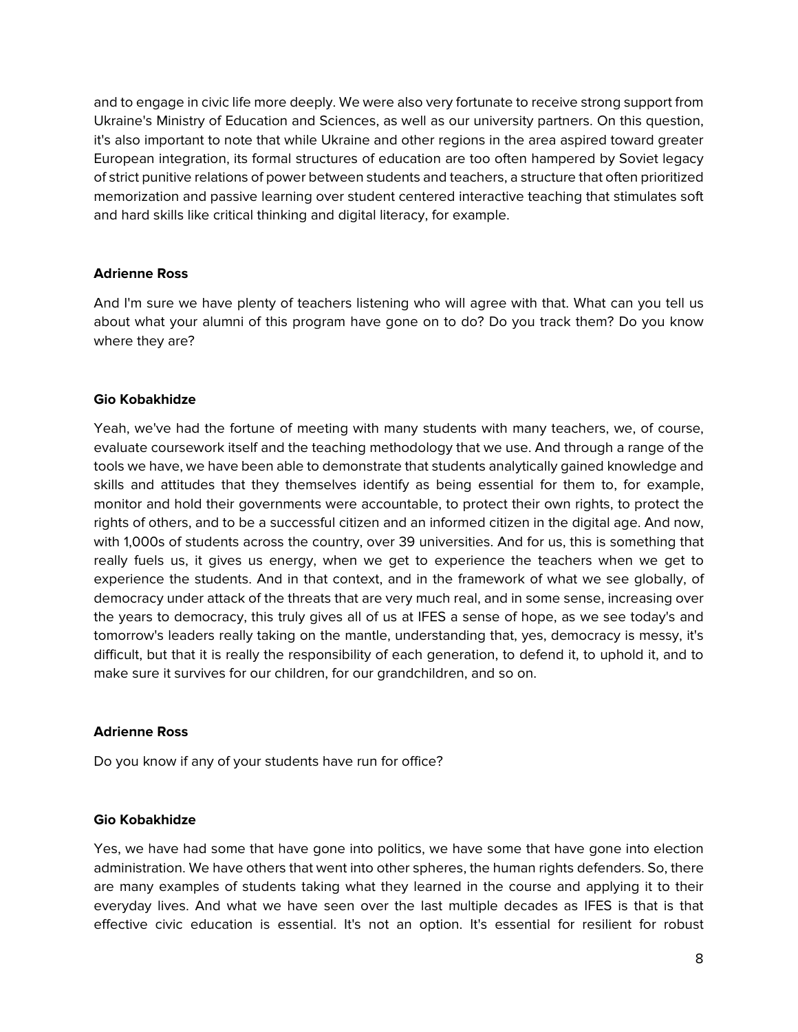and to engage in civic life more deeply. We were also very fortunate to receive strong support from Ukraine's Ministry of Education and Sciences, as well as our university partners. On this question, it's also important to note that while Ukraine and other regions in the area aspired toward greater European integration, its formal structures of education are too often hampered by Soviet legacy of strict punitive relations of power between students and teachers, a structure that often prioritized memorization and passive learning over student centered interactive teaching that stimulates soft and hard skills like critical thinking and digital literacy, for example.

**Adrienne Ross**

And I'm sure we have plenty of teachers listening who will agree with that. What can you tell us about what your alumni of this program have gone on to do? Do you track them? Do you know where they are?

**Gio Kobakhidze**

Yeah, we've had the fortune of meeting with many students with many teachers, we, of course, evaluate coursework itself and the teaching methodology that we use. And through a range of the tools we have, we have been able to demonstrate that students analytically gained knowledge and skills and attitudes that they themselves identify as being essential for them to, for example, monitor and hold their governments were accountable, to protect their own rights, to protect the rights of others, and to be a successful citizen and an informed citizen in the digital age. And now, with 1,000s of students across the country, over 39 universities. And for us, this is something that really fuels us, it gives us energy, when we get to experience the teachers when we get to experience the students. And in that context, and in the framework of what we see globally, of democracy under attack of the threats that are very much real, and in some sense, increasing over the years to democracy, this truly gives all of us at IFES a sense of hope, as we see today's and tomorrow's leaders really taking on the mantle, understanding that, yes, democracy is messy, it's difficult, but that it is really the responsibility of each generation, to defend it, to uphold it, and to make sure it survives for our children, for our grandchildren, and so on.

**Adrienne Ross**

Do you know if any of your students have run for office?

**Gio Kobakhidze**

Yes, we have had some that have gone into politics, we have some that have gone into election administration. We have others that went into other spheres, the human rights defenders. So, there are many examples of students taking what they learned in the course and applying it to their everyday lives. And what we have seen over the last multiple decades as IFES is that is that effective civic education is essential. It's not an option. It's essential for resilient for robust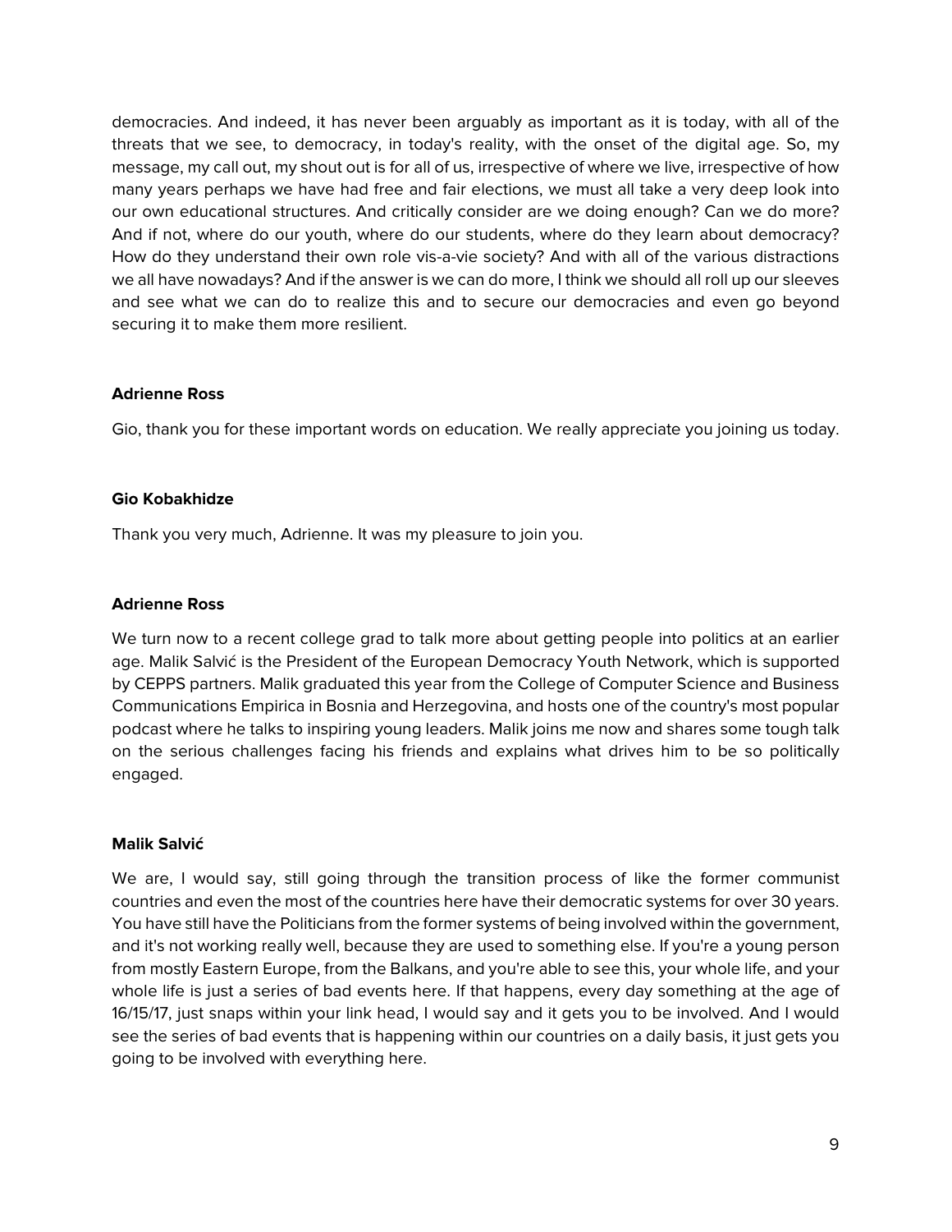democracies. And indeed, it has never been arguably as important as it is today, with all of the threats that we see, to democracy, in today's reality, with the onset of the digital age. So, my message, my call out, my shout out is for all of us, irrespective of where we live, irrespective of how many years perhaps we have had free and fair elections, we must all take a very deep look into our own educational structures. And critically consider are we doing enough? Can we do more? And if not, where do our youth, where do our students, where do they learn about democracy? How do they understand their own role vis-a-vie society? And with all of the various distractions we all have nowadays? And if the answer is we can do more, I think we should all roll up our sleeves and see what we can do to realize this and to secure our democracies and even go beyond securing it to make them more resilient.

**Adrienne Ross**

Gio, thank you for these important words on education. We really appreciate you joining us today.

**Gio Kobakhidze**

Thank you very much, Adrienne. It was my pleasure to join you.

**Adrienne Ross**

We turn now to a recent college grad to talk more about getting people into politics at an earlier age. Malik Salvić is the President of the European Democracy Youth Network, which is supported by CEPPS partners. Malik graduated this year from the College of Computer Science and Business Communications Empirica in Bosnia and Herzegovina, and hosts one of the country's most popular podcast where he talks to inspiring young leaders. Malik joins me now and shares some tough talk on the serious challenges facing his friends and explains what drives him to be so politically engaged.

**Malik Salvić**

We are, I would say, still going through the transition process of like the former communist countries and even the most of the countries here have their democratic systems for over 30 years. You have still have the Politicians from the former systems of being involved within the government, and it's not working really well, because they are used to something else. If you're a young person from mostly Eastern Europe, from the Balkans, and you're able to see this, your whole life, and your whole life is just a series of bad events here. If that happens, every day something at the age of 16/15/17, just snaps within your link head, I would say and it gets you to be involved. And I would see the series of bad events that is happening within our countries on a daily basis, it just gets you going to be involved with everything here.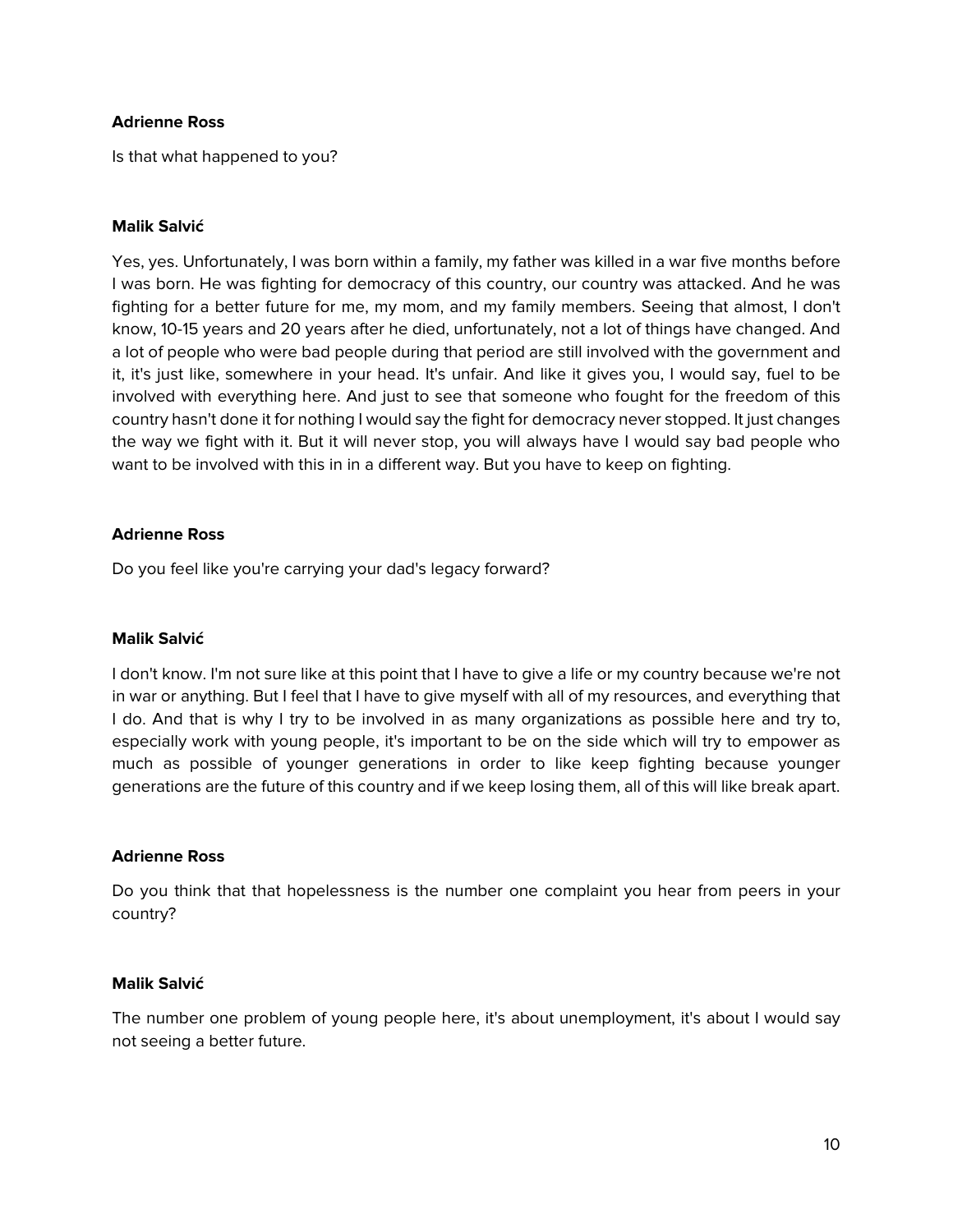**Adrienne Ross**

Is that what happened to you?

**Malik Salvić**

Yes, yes. Unfortunately, I was born within a family, my father was killed in a war five months before I was born. He was fighting for democracy of this country, our country was attacked. And he was fighting for a better future for me, my mom, and my family members. Seeing that almost, I don't know, 10-15 years and 20 years after he died, unfortunately, not a lot of things have changed. And a lot of people who were bad people during that period are still involved with the government and it, it's just like, somewhere in your head. It's unfair. And like it gives you, I would say, fuel to be involved with everything here. And just to see that someone who fought for the freedom of this country hasn't done it for nothing I would say the fight for democracy never stopped. It just changes the way we fight with it. But it will never stop, you will always have I would say bad people who want to be involved with this in in a different way. But you have to keep on fighting.

**Adrienne Ross**

Do you feel like you're carrying your dad's legacy forward?

**Malik Salvić**

I don't know. I'm not sure like at this point that I have to give a life or my country because we're not in war or anything. But I feel that I have to give myself with all of my resources, and everything that I do. And that is why I try to be involved in as many organizations as possible here and try to, especially work with young people, it's important to be on the side which will try to empower as much as possible of younger generations in order to like keep fighting because younger generations are the future of this country and if we keep losing them, all of this will like break apart.

**Adrienne Ross**

Do you think that that hopelessness is the number one complaint you hear from peers in your country?

**Malik Salvić**

The number one problem of young people here, it's about unemployment, it's about I would say not seeing a better future.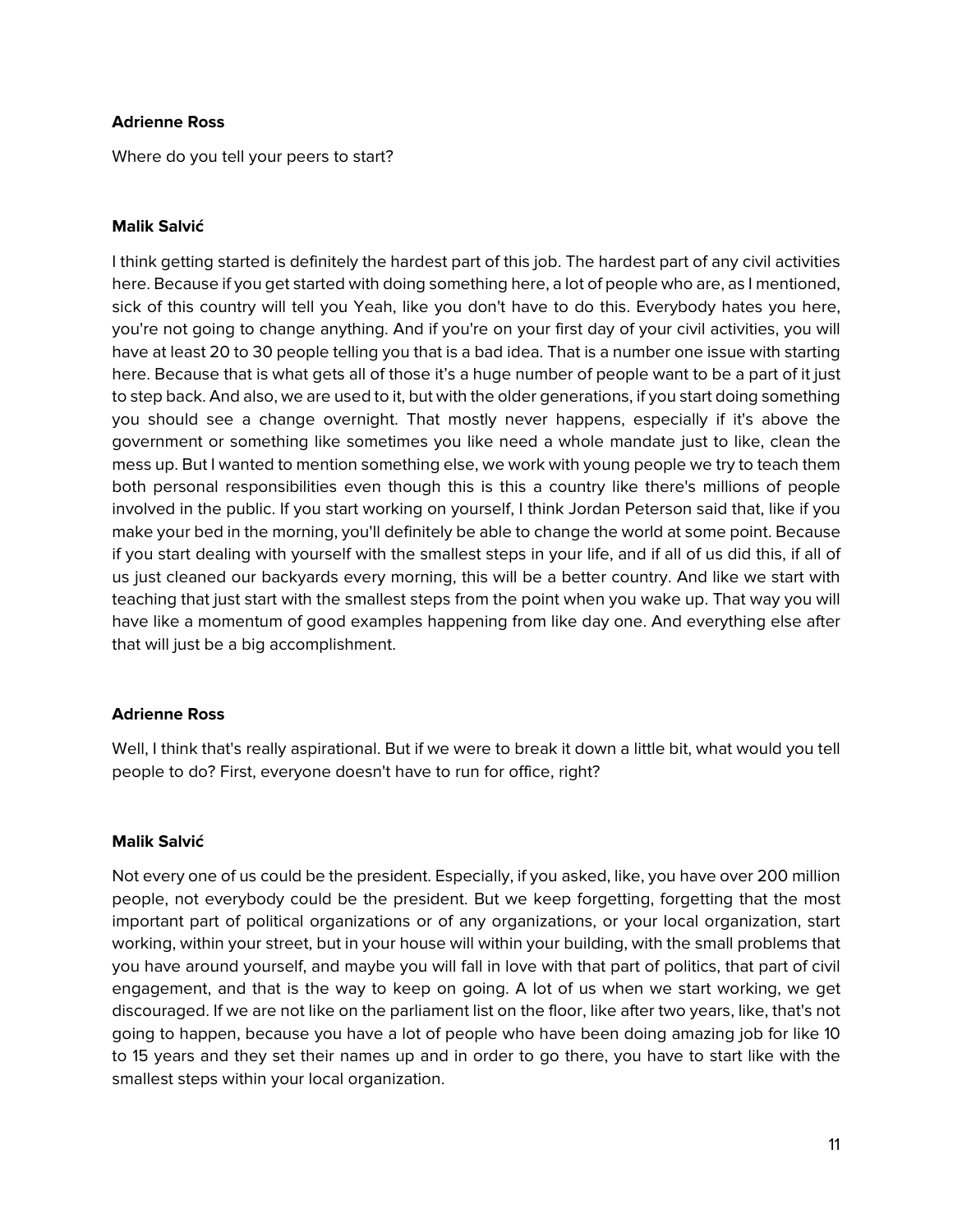**Adrienne Ross**

Where do you tell your peers to start?

**Malik Salvić**

I think getting started is definitely the hardest part of this job. The hardest part of any civil activities here. Because if you get started with doing something here, a lot of people who are, as I mentioned, sick of this country will tell you Yeah, like you don't have to do this. Everybody hates you here, you're not going to change anything. And if you're on your first day of your civil activities, you will have at least 20 to 30 people telling you that is a bad idea. That is a number one issue with starting here. Because that is what gets all of those it's a huge number of people want to be a part of it just to step back. And also, we are used to it, but with the older generations, if you start doing something you should see a change overnight. That mostly never happens, especially if it's above the government or something like sometimes you like need a whole mandate just to like, clean the mess up. But I wanted to mention something else, we work with young people we try to teach them both personal responsibilities even though this is this a country like there's millions of people involved in the public. If you start working on yourself, I think Jordan Peterson said that, like if you make your bed in the morning, you'll definitely be able to change the world at some point. Because if you start dealing with yourself with the smallest steps in your life, and if all of us did this, if all of us just cleaned our backyards every morning, this will be a better country. And like we start with teaching that just start with the smallest steps from the point when you wake up. That way you will have like a momentum of good examples happening from like day one. And everything else after that will just be a big accomplishment.

**Adrienne Ross**

Well, I think that's really aspirational. But if we were to break it down a little bit, what would you tell people to do? First, everyone doesn't have to run for office, right?

**Malik Salvić**

Not every one of us could be the president. Especially, if you asked, like, you have over 200 million people, not everybody could be the president. But we keep forgetting, forgetting that the most important part of political organizations or of any organizations, or your local organization, start working, within your street, but in your house will within your building, with the small problems that you have around yourself, and maybe you will fall in love with that part of politics, that part of civil engagement, and that is the way to keep on going. A lot of us when we start working, we get discouraged. If we are not like on the parliament list on the floor, like after two years, like, that's not going to happen, because you have a lot of people who have been doing amazing job for like 10 to 15 years and they set their names up and in order to go there, you have to start like with the smallest steps within your local organization.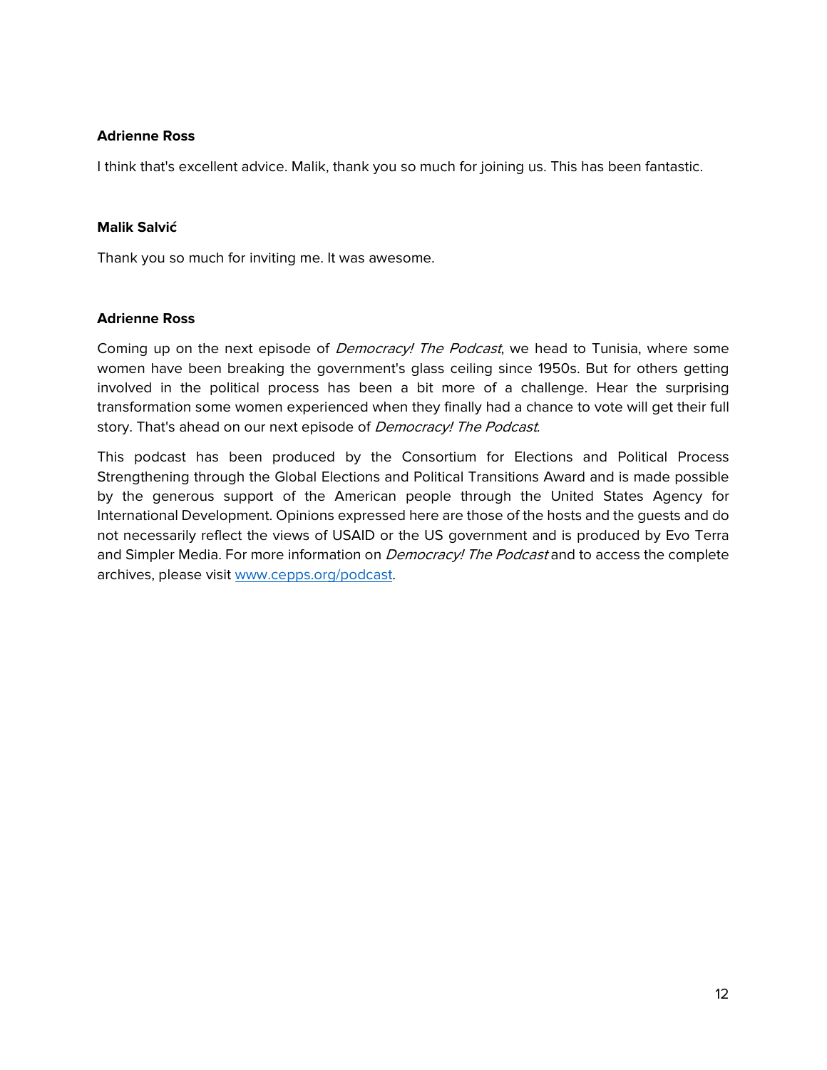**Adrienne Ross**

I think that's excellent advice. Malik, thank you so much for joining us. This has been fantastic.

**Malik Salvić**

Thank you so much for inviting me. It was awesome.

**Adrienne Ross**

Coming up on the next episode of *Democracy! The Podcast*, we head to Tunisia, where some women have been breaking the government's glass ceiling since 1950s. But for others getting involved in the political process has been a bit more of a challenge. Hear the surprising transformation some women experienced when they finally had a chance to vote will get their full story. That's ahead on our next episode of *Democracy! The Podcast*.

This podcast has been produced by the Consortium for Elections and Political Process Strengthening through the Global Elections and Political Transitions Award and is made possible by the generous support of the American people through the United States Agency for International Development. Opinions expressed here are those of the hosts and the guests and do not necessarily reflect the views of USAID or the US government and is produced by Evo Terra and Simpler Media. For more information on *Democracy! The Podcast* and to access the complete archives, please visit [www.cepps.org/podcast](http://www.cepps.org/podcast).